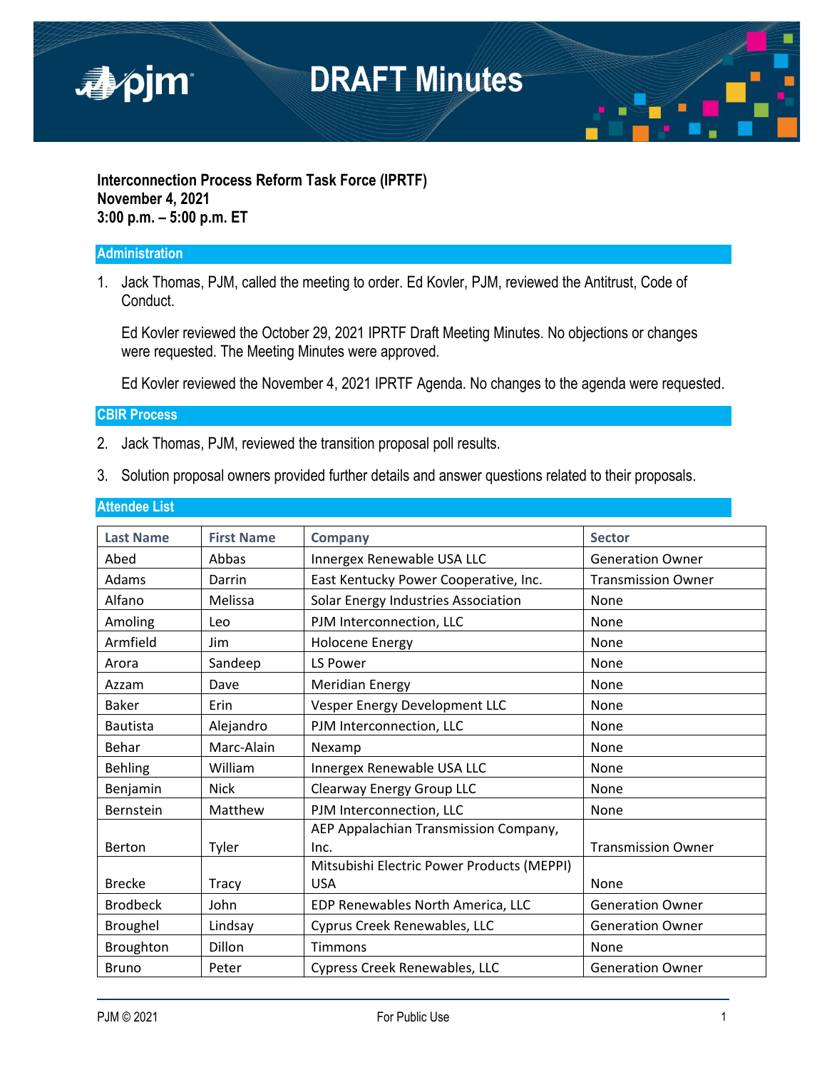# DRAFT Minutes

**Interconnection Process Reform Task Force (IPRTF)**
**November 4, 2021**
**3:00 p.m. – 5:00 p.m. ET**

## Administration

1. Jack Thomas, PJM, called the meeting to order. Ed Kovler, PJM, reviewed the Antitrust, Code of Conduct.

   Ed Kovler reviewed the October 29, 2021 IPRTF Draft Meeting Minutes. No objections or changes were requested. The Meeting Minutes were approved.

   Ed Kovler reviewed the November 4, 2021 IPRTF Agenda. No changes to the agenda were requested.

## CBIR Process

2. Jack Thomas, PJM, reviewed the transition proposal poll results.

3. Solution proposal owners provided further details and answer questions related to their proposals.

## Attendee List

| Last Name | First Name | Company | Sector |
|---|---|---|---|
| Abed | Abbas | Innergex Renewable USA LLC | Generation Owner |
| Adams | Darrin | East Kentucky Power Cooperative, Inc. | Transmission Owner |
| Alfano | Melissa | Solar Energy Industries Association | None |
| Amoling | Leo | PJM Interconnection, LLC | None |
| Armfield | Jim | Holocene Energy | None |
| Arora | Sandeep | LS Power | None |
| Azzam | Dave | Meridian Energy | None |
| Baker | Erin | Vesper Energy Development LLC | None |
| Bautista | Alejandro | PJM Interconnection, LLC | None |
| Behar | Marc-Alain | Nexamp | None |
| Behling | William | Innergex Renewable USA LLC | None |
| Benjamin | Nick | Clearway Energy Group LLC | None |
| Bernstein | Matthew | PJM Interconnection, LLC | None |
| Berton | Tyler | AEP Appalachian Transmission Company, Inc. | Transmission Owner |
| Brecke | Tracy | Mitsubishi Electric Power Products (MEPPI) USA | None |
| Brodbeck | John | EDP Renewables North America, LLC | Generation Owner |
| Broughel | Lindsay | Cyprus Creek Renewables, LLC | Generation Owner |
| Broughton | Dillon | Timmons | None |
| Bruno | Peter | Cypress Creek Renewables, LLC | Generation Owner |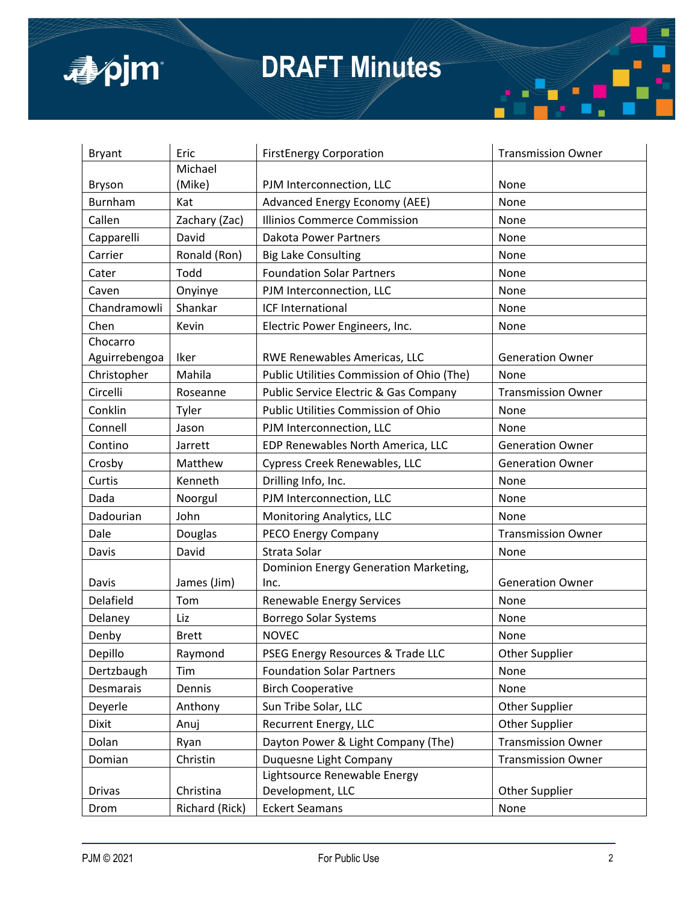| Bryant | Eric | FirstEnergy Corporation | Transmission Owner |
|---|---|---|---|
| Bryson | Michael (Mike) | PJM Interconnection, LLC | None |
| Burnham | Kat | Advanced Energy Economy (AEE) | None |
| Callen | Zachary (Zac) | Illinios Commerce Commission | None |
| Capparelli | David | Dakota Power Partners | None |
| Carrier | Ronald (Ron) | Big Lake Consulting | None |
| Cater | Todd | Foundation Solar Partners | None |
| Caven | Onyinye | PJM Interconnection, LLC | None |
| Chandramowli | Shankar | ICF International | None |
| Chen | Kevin | Electric Power Engineers, Inc. | None |
| Chocarro Aguirrebengoa | Iker | RWE Renewables Americas, LLC | Generation Owner |
| Christopher | Mahila | Public Utilities Commission of Ohio (The) | None |
| Circelli | Roseanne | Public Service Electric & Gas Company | Transmission Owner |
| Conklin | Tyler | Public Utilities Commission of Ohio | None |
| Connell | Jason | PJM Interconnection, LLC | None |
| Contino | Jarrett | EDP Renewables North America, LLC | Generation Owner |
| Crosby | Matthew | Cypress Creek Renewables, LLC | Generation Owner |
| Curtis | Kenneth | Drilling Info, Inc. | None |
| Dada | Noorgul | PJM Interconnection, LLC | None |
| Dadourian | John | Monitoring Analytics, LLC | None |
| Dale | Douglas | PECO Energy Company | Transmission Owner |
| Davis | David | Strata Solar | None |
| Davis | James (Jim) | Dominion Energy Generation Marketing, Inc. | Generation Owner |
| Delafield | Tom | Renewable Energy Services | None |
| Delaney | Liz | Borrego Solar Systems | None |
| Denby | Brett | NOVEC | None |
| Depillo | Raymond | PSEG Energy Resources & Trade LLC | Other Supplier |
| Dertzbaugh | Tim | Foundation Solar Partners | None |
| Desmarais | Dennis | Birch Cooperative | None |
| Deyerle | Anthony | Sun Tribe Solar, LLC | Other Supplier |
| Dixit | Anuj | Recurrent Energy, LLC | Other Supplier |
| Dolan | Ryan | Dayton Power & Light Company (The) | Transmission Owner |
| Domian | Christin | Duquesne Light Company | Transmission Owner |
| Drivas | Christina | Lightsource Renewable Energy Development, LLC | Other Supplier |
| Drom | Richard (Rick) | Eckert Seamans | None |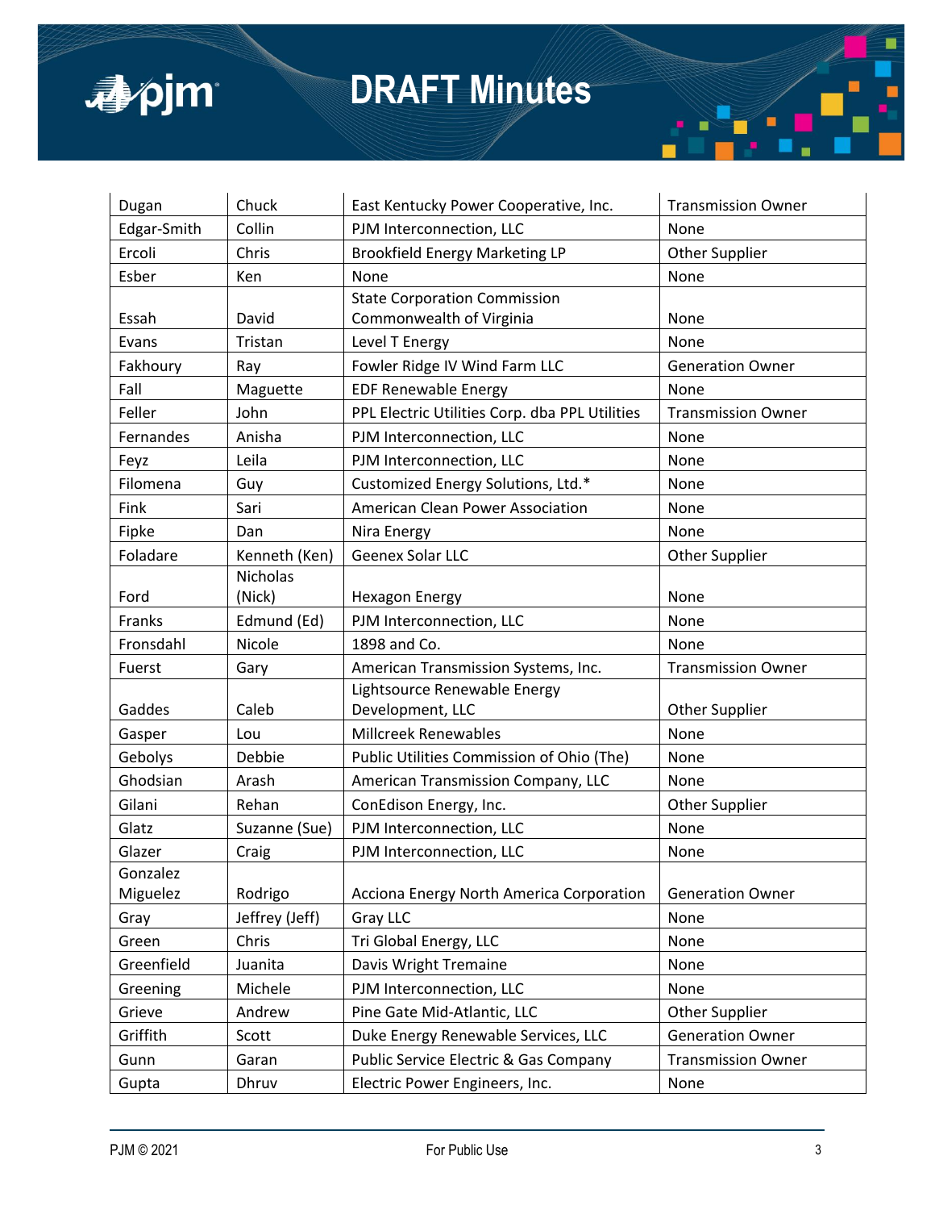| Dugan | Chuck | East Kentucky Power Cooperative, Inc. | Transmission Owner |
|---|---|---|---|
| Edgar-Smith | Collin | PJM Interconnection, LLC | None |
| Ercoli | Chris | Brookfield Energy Marketing LP | Other Supplier |
| Esber | Ken | None | None |
| Essah | David | State Corporation Commission Commonwealth of Virginia | None |
| Evans | Tristan | Level T Energy | None |
| Fakhoury | Ray | Fowler Ridge IV Wind Farm LLC | Generation Owner |
| Fall | Maguette | EDF Renewable Energy | None |
| Feller | John | PPL Electric Utilities Corp. dba PPL Utilities | Transmission Owner |
| Fernandes | Anisha | PJM Interconnection, LLC | None |
| Feyz | Leila | PJM Interconnection, LLC | None |
| Filomena | Guy | Customized Energy Solutions, Ltd.* | None |
| Fink | Sari | American Clean Power Association | None |
| Fipke | Dan | Nira Energy | None |
| Foladare | Kenneth (Ken) | Geenex Solar LLC | Other Supplier |
| Ford | Nicholas (Nick) | Hexagon Energy | None |
| Franks | Edmund (Ed) | PJM Interconnection, LLC | None |
| Fronsdahl | Nicole | 1898 and Co. | None |
| Fuerst | Gary | American Transmission Systems, Inc. | Transmission Owner |
| Gaddes | Caleb | Lightsource Renewable Energy Development, LLC | Other Supplier |
| Gasper | Lou | Millcreek Renewables | None |
| Gebolys | Debbie | Public Utilities Commission of Ohio (The) | None |
| Ghodsian | Arash | American Transmission Company, LLC | None |
| Gilani | Rehan | ConEdison Energy, Inc. | Other Supplier |
| Glatz | Suzanne (Sue) | PJM Interconnection, LLC | None |
| Glazer | Craig | PJM Interconnection, LLC | None |
| Gonzalez Miguelez | Rodrigo | Acciona Energy North America Corporation | Generation Owner |
| Gray | Jeffrey (Jeff) | Gray LLC | None |
| Green | Chris | Tri Global Energy, LLC | None |
| Greenfield | Juanita | Davis Wright Tremaine | None |
| Greening | Michele | PJM Interconnection, LLC | None |
| Grieve | Andrew | Pine Gate Mid-Atlantic, LLC | Other Supplier |
| Griffith | Scott | Duke Energy Renewable Services, LLC | Generation Owner |
| Gunn | Garan | Public Service Electric & Gas Company | Transmission Owner |
| Gupta | Dhruv | Electric Power Engineers, Inc. | None |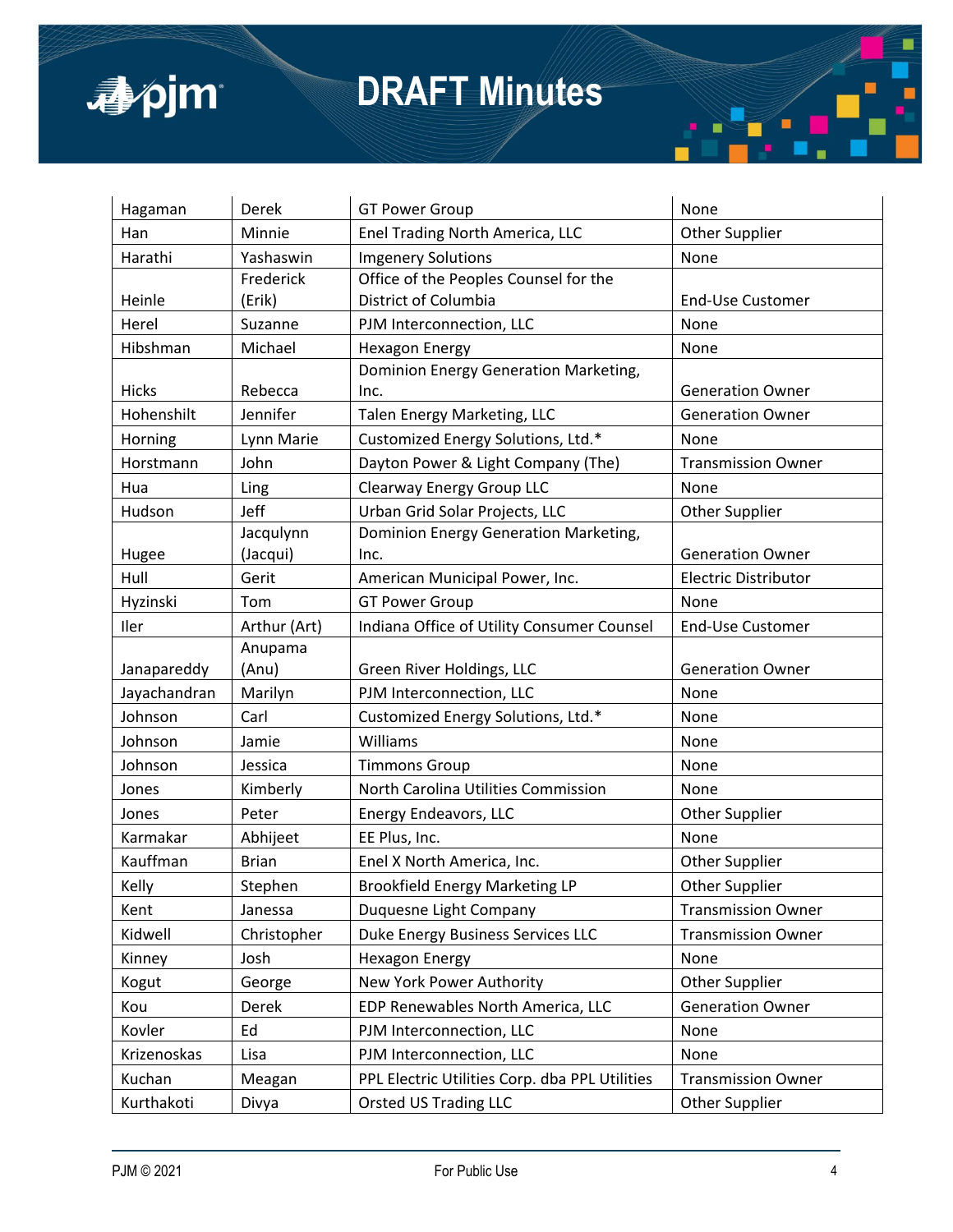| Hagaman | Derek | GT Power Group | None |
|---|---|---|---|
| Han | Minnie | Enel Trading North America, LLC | Other Supplier |
| Harathi | Yashaswin | Imgenery Solutions | None |
| Heinle | Frederick (Erik) | Office of the Peoples Counsel for the District of Columbia | End-Use Customer |
| Herel | Suzanne | PJM Interconnection, LLC | None |
| Hibshman | Michael | Hexagon Energy | None |
| Hicks | Rebecca | Dominion Energy Generation Marketing, Inc. | Generation Owner |
| Hohenshilt | Jennifer | Talen Energy Marketing, LLC | Generation Owner |
| Horning | Lynn Marie | Customized Energy Solutions, Ltd.* | None |
| Horstmann | John | Dayton Power & Light Company (The) | Transmission Owner |
| Hua | Ling | Clearway Energy Group LLC | None |
| Hudson | Jeff | Urban Grid Solar Projects, LLC | Other Supplier |
| Hugee | Jacqulynn (Jacqui) | Dominion Energy Generation Marketing, Inc. | Generation Owner |
| Hull | Gerit | American Municipal Power, Inc. | Electric Distributor |
| Hyzinski | Tom | GT Power Group | None |
| Iler | Arthur (Art) | Indiana Office of Utility Consumer Counsel | End-Use Customer |
| Janapareddy | Anupama (Anu) | Green River Holdings, LLC | Generation Owner |
| Jayachandran | Marilyn | PJM Interconnection, LLC | None |
| Johnson | Carl | Customized Energy Solutions, Ltd.* | None |
| Johnson | Jamie | Williams | None |
| Johnson | Jessica | Timmons Group | None |
| Jones | Kimberly | North Carolina Utilities Commission | None |
| Jones | Peter | Energy Endeavors, LLC | Other Supplier |
| Karmakar | Abhijeet | EE Plus, Inc. | None |
| Kauffman | Brian | Enel X North America, Inc. | Other Supplier |
| Kelly | Stephen | Brookfield Energy Marketing LP | Other Supplier |
| Kent | Janessa | Duquesne Light Company | Transmission Owner |
| Kidwell | Christopher | Duke Energy Business Services LLC | Transmission Owner |
| Kinney | Josh | Hexagon Energy | None |
| Kogut | George | New York Power Authority | Other Supplier |
| Kou | Derek | EDP Renewables North America, LLC | Generation Owner |
| Kovler | Ed | PJM Interconnection, LLC | None |
| Krizenoskas | Lisa | PJM Interconnection, LLC | None |
| Kuchan | Meagan | PPL Electric Utilities Corp. dba PPL Utilities | Transmission Owner |
| Kurthakoti | Divya | Orsted US Trading LLC | Other Supplier |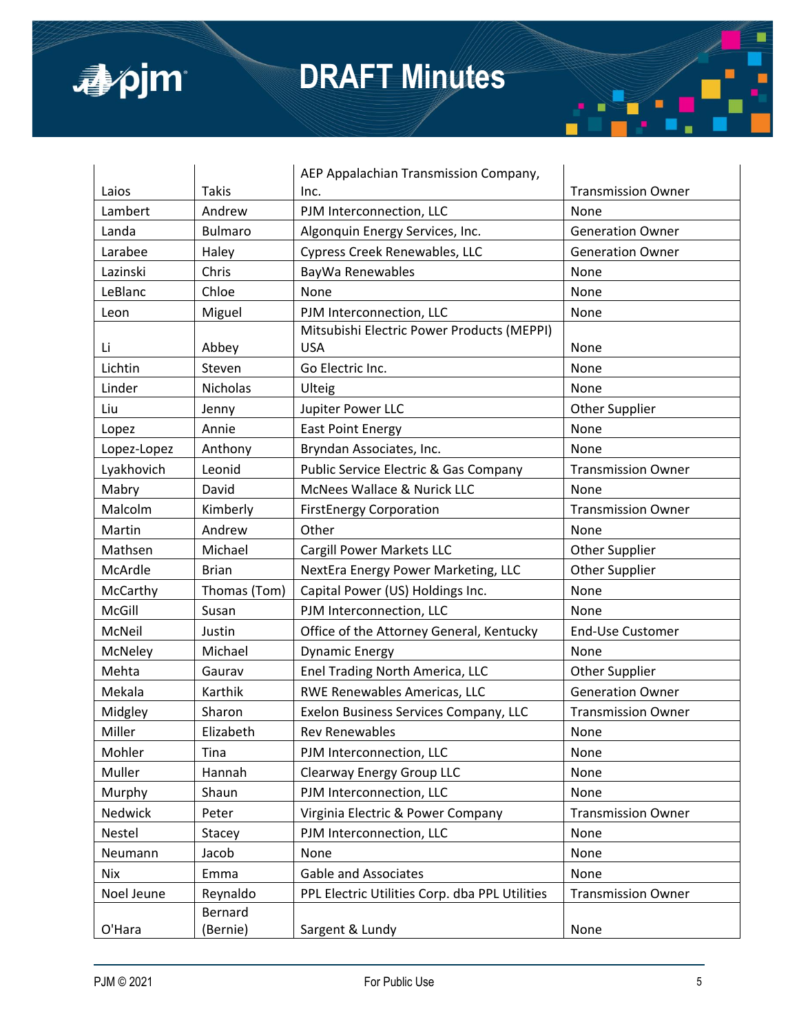| Laios | Takis | AEP Appalachian Transmission Company, Inc. | Transmission Owner |
|---|---|---|---|
| Lambert | Andrew | PJM Interconnection, LLC | None |
| Landa | Bulmaro | Algonquin Energy Services, Inc. | Generation Owner |
| Larabee | Haley | Cypress Creek Renewables, LLC | Generation Owner |
| Lazinski | Chris | BayWa Renewables | None |
| LeBlanc | Chloe | None | None |
| Leon | Miguel | PJM Interconnection, LLC | None |
| Li | Abbey | Mitsubishi Electric Power Products (MEPPI) USA | None |
| Lichtin | Steven | Go Electric Inc. | None |
| Linder | Nicholas | Ulteig | None |
| Liu | Jenny | Jupiter Power LLC | Other Supplier |
| Lopez | Annie | East Point Energy | None |
| Lopez-Lopez | Anthony | Bryndan Associates, Inc. | None |
| Lyakhovich | Leonid | Public Service Electric & Gas Company | Transmission Owner |
| Mabry | David | McNees Wallace & Nurick LLC | None |
| Malcolm | Kimberly | FirstEnergy Corporation | Transmission Owner |
| Martin | Andrew | Other | None |
| Mathsen | Michael | Cargill Power Markets LLC | Other Supplier |
| McArdle | Brian | NextEra Energy Power Marketing, LLC | Other Supplier |
| McCarthy | Thomas (Tom) | Capital Power (US) Holdings Inc. | None |
| McGill | Susan | PJM Interconnection, LLC | None |
| McNeil | Justin | Office of the Attorney General, Kentucky | End-Use Customer |
| McNeley | Michael | Dynamic Energy | None |
| Mehta | Gaurav | Enel Trading North America, LLC | Other Supplier |
| Mekala | Karthik | RWE Renewables Americas, LLC | Generation Owner |
| Midgley | Sharon | Exelon Business Services Company, LLC | Transmission Owner |
| Miller | Elizabeth | Rev Renewables | None |
| Mohler | Tina | PJM Interconnection, LLC | None |
| Muller | Hannah | Clearway Energy Group LLC | None |
| Murphy | Shaun | PJM Interconnection, LLC | None |
| Nedwick | Peter | Virginia Electric & Power Company | Transmission Owner |
| Nestel | Stacey | PJM Interconnection, LLC | None |
| Neumann | Jacob | None | None |
| Nix | Emma | Gable and Associates | None |
| Noel Jeune | Reynaldo | PPL Electric Utilities Corp. dba PPL Utilities | Transmission Owner |
| O'Hara | Bernard (Bernie) | Sargent & Lundy | None |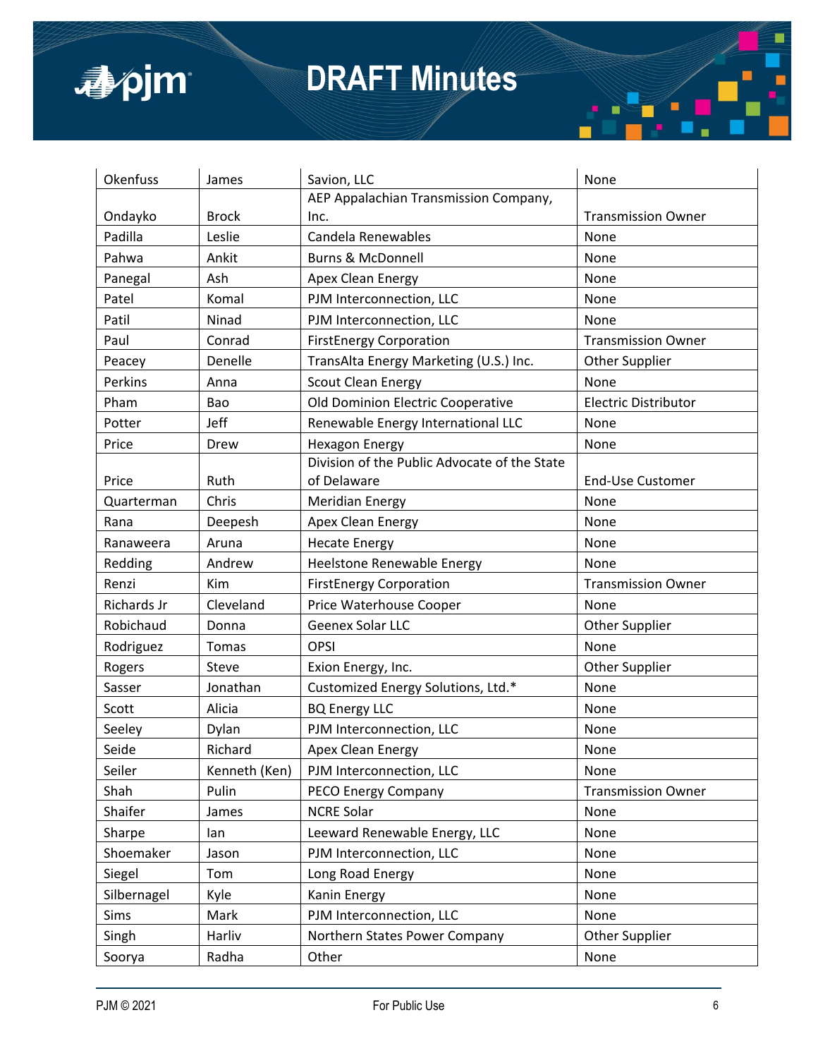| | | | |
|---|---|---|---|
| Okenfuss | James | Savion, LLC | None |
| Ondayko | Brock | AEP Appalachian Transmission Company, Inc. | Transmission Owner |
| Padilla | Leslie | Candela Renewables | None |
| Pahwa | Ankit | Burns & McDonnell | None |
| Panegal | Ash | Apex Clean Energy | None |
| Patel | Komal | PJM Interconnection, LLC | None |
| Patil | Ninad | PJM Interconnection, LLC | None |
| Paul | Conrad | FirstEnergy Corporation | Transmission Owner |
| Peacey | Denelle | TransAlta Energy Marketing (U.S.) Inc. | Other Supplier |
| Perkins | Anna | Scout Clean Energy | None |
| Pham | Bao | Old Dominion Electric Cooperative | Electric Distributor |
| Potter | Jeff | Renewable Energy International LLC | None |
| Price | Drew | Hexagon Energy | None |
| Price | Ruth | Division of the Public Advocate of the State of Delaware | End-Use Customer |
| Quarterman | Chris | Meridian Energy | None |
| Rana | Deepesh | Apex Clean Energy | None |
| Ranaweera | Aruna | Hecate Energy | None |
| Redding | Andrew | Heelstone Renewable Energy | None |
| Renzi | Kim | FirstEnergy Corporation | Transmission Owner |
| Richards Jr | Cleveland | Price Waterhouse Cooper | None |
| Robichaud | Donna | Geenex Solar LLC | Other Supplier |
| Rodriguez | Tomas | OPSI | None |
| Rogers | Steve | Exion Energy, Inc. | Other Supplier |
| Sasser | Jonathan | Customized Energy Solutions, Ltd.* | None |
| Scott | Alicia | BQ Energy LLC | None |
| Seeley | Dylan | PJM Interconnection, LLC | None |
| Seide | Richard | Apex Clean Energy | None |
| Seiler | Kenneth (Ken) | PJM Interconnection, LLC | None |
| Shah | Pulin | PECO Energy Company | Transmission Owner |
| Shaifer | James | NCRE Solar | None |
| Sharpe | Ian | Leeward Renewable Energy, LLC | None |
| Shoemaker | Jason | PJM Interconnection, LLC | None |
| Siegel | Tom | Long Road Energy | None |
| Silbernagel | Kyle | Kanin Energy | None |
| Sims | Mark | PJM Interconnection, LLC | None |
| Singh | Harliv | Northern States Power Company | Other Supplier |
| Soorya | Radha | Other | None |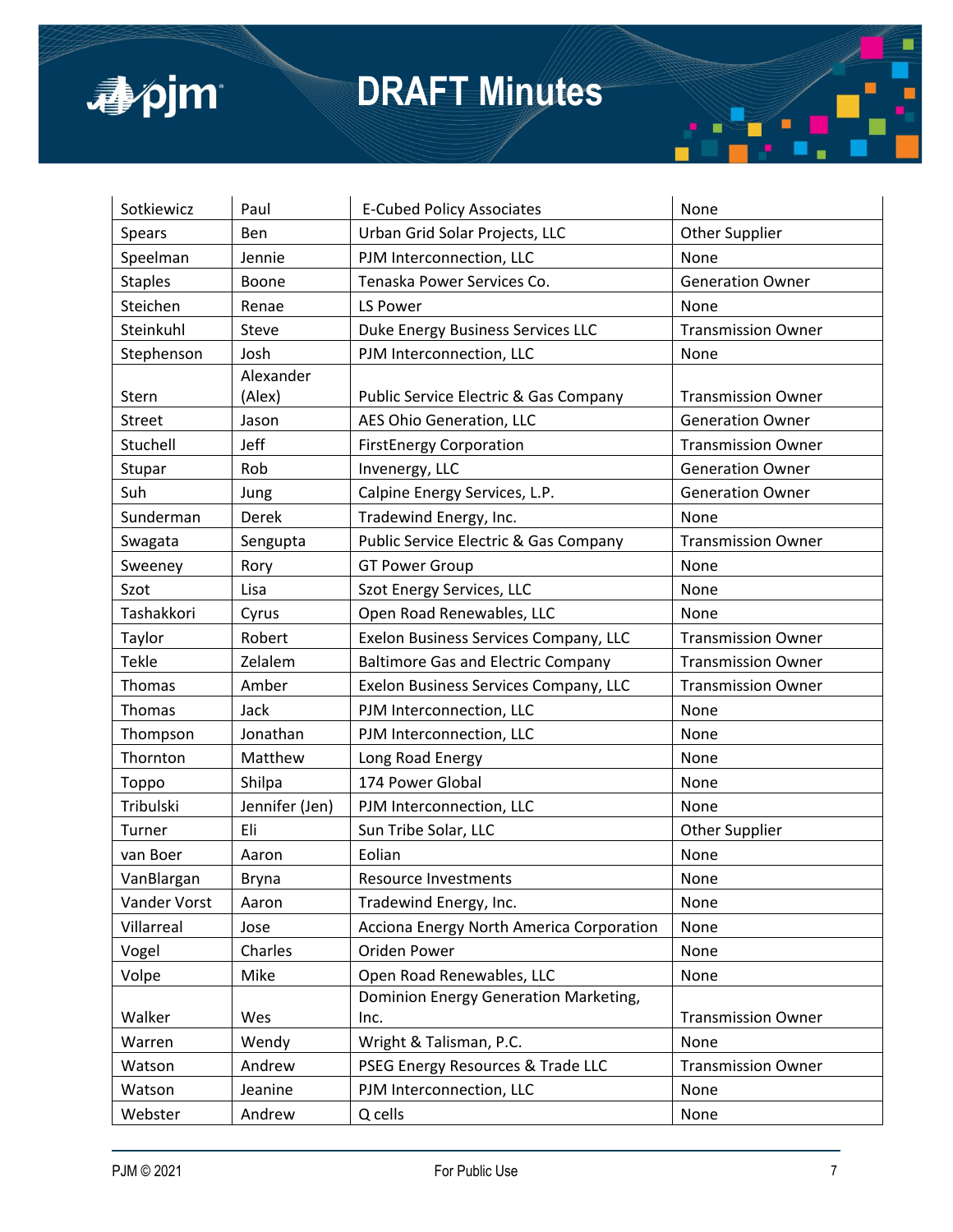| Sotkiewicz | Paul | E-Cubed Policy Associates | None |
|---|---|---|---|
| Spears | Ben | Urban Grid Solar Projects, LLC | Other Supplier |
| Speelman | Jennie | PJM Interconnection, LLC | None |
| Staples | Boone | Tenaska Power Services Co. | Generation Owner |
| Steichen | Renae | LS Power | None |
| Steinkuhl | Steve | Duke Energy Business Services LLC | Transmission Owner |
| Stephenson | Josh | PJM Interconnection, LLC | None |
| Stern | Alexander (Alex) | Public Service Electric & Gas Company | Transmission Owner |
| Street | Jason | AES Ohio Generation, LLC | Generation Owner |
| Stuchell | Jeff | FirstEnergy Corporation | Transmission Owner |
| Stupar | Rob | Invenergy, LLC | Generation Owner |
| Suh | Jung | Calpine Energy Services, L.P. | Generation Owner |
| Sunderman | Derek | Tradewind Energy, Inc. | None |
| Swagata | Sengupta | Public Service Electric & Gas Company | Transmission Owner |
| Sweeney | Rory | GT Power Group | None |
| Szot | Lisa | Szot Energy Services, LLC | None |
| Tashakkori | Cyrus | Open Road Renewables, LLC | None |
| Taylor | Robert | Exelon Business Services Company, LLC | Transmission Owner |
| Tekle | Zelalem | Baltimore Gas and Electric Company | Transmission Owner |
| Thomas | Amber | Exelon Business Services Company, LLC | Transmission Owner |
| Thomas | Jack | PJM Interconnection, LLC | None |
| Thompson | Jonathan | PJM Interconnection, LLC | None |
| Thornton | Matthew | Long Road Energy | None |
| Toppo | Shilpa | 174 Power Global | None |
| Tribulski | Jennifer (Jen) | PJM Interconnection, LLC | None |
| Turner | Eli | Sun Tribe Solar, LLC | Other Supplier |
| van Boer | Aaron | Eolian | None |
| VanBlargan | Bryna | Resource Investments | None |
| Vander Vorst | Aaron | Tradewind Energy, Inc. | None |
| Villarreal | Jose | Acciona Energy North America Corporation | None |
| Vogel | Charles | Oriden Power | None |
| Volpe | Mike | Open Road Renewables, LLC | None |
| Walker | Wes | Dominion Energy Generation Marketing, Inc. | Transmission Owner |
| Warren | Wendy | Wright & Talisman, P.C. | None |
| Watson | Andrew | PSEG Energy Resources & Trade LLC | Transmission Owner |
| Watson | Jeanine | PJM Interconnection, LLC | None |
| Webster | Andrew | Q cells | None |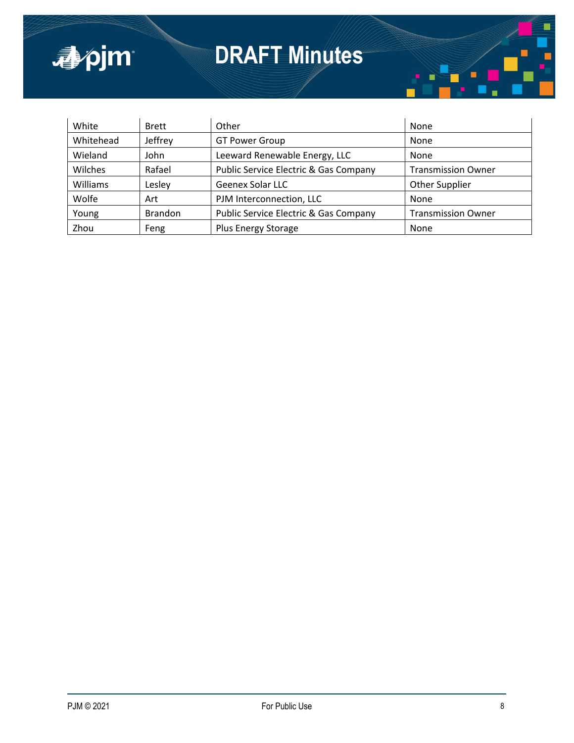| | | | |
|---|---|---|---|
| White | Brett | Other | None |
| Whitehead | Jeffrey | GT Power Group | None |
| Wieland | John | Leeward Renewable Energy, LLC | None |
| Wilches | Rafael | Public Service Electric & Gas Company | Transmission Owner |
| Williams | Lesley | Geenex Solar LLC | Other Supplier |
| Wolfe | Art | PJM Interconnection, LLC | None |
| Young | Brandon | Public Service Electric & Gas Company | Transmission Owner |
| Zhou | Feng | Plus Energy Storage | None |